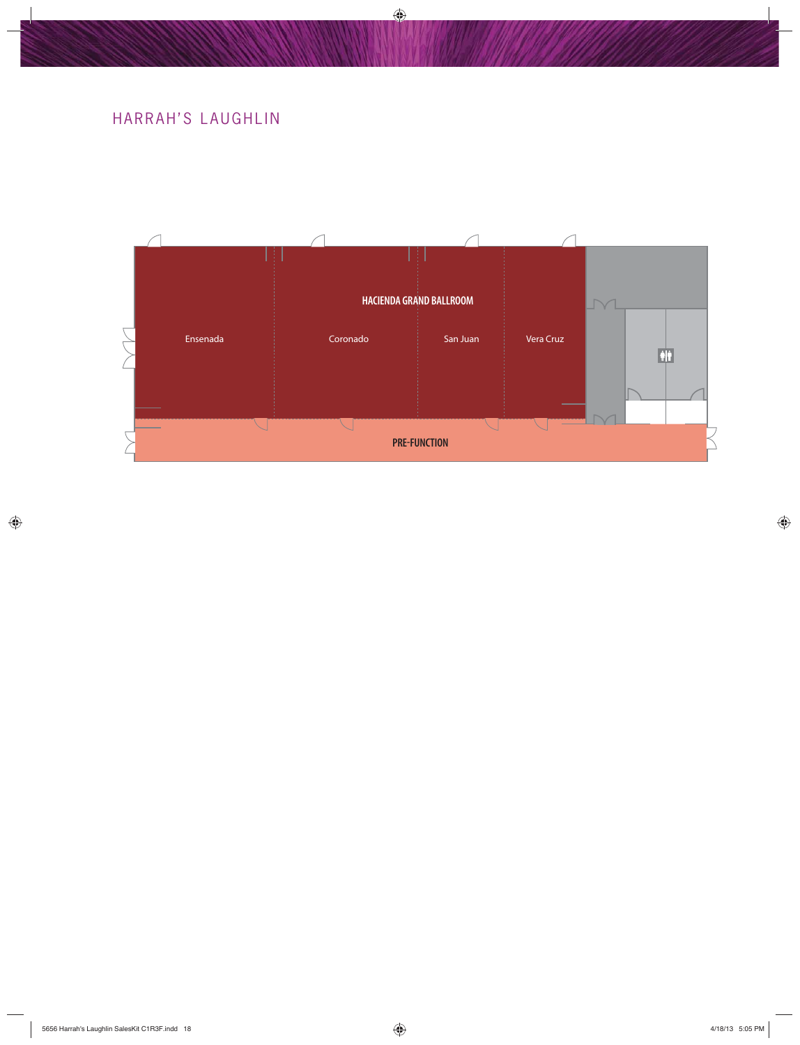# HARRAH'S LAUGHLIN

HACIENDA GRAND BALLROOM

Ensenada

Coronado

San Juan

Vera Cruz

PRE-FUNCTION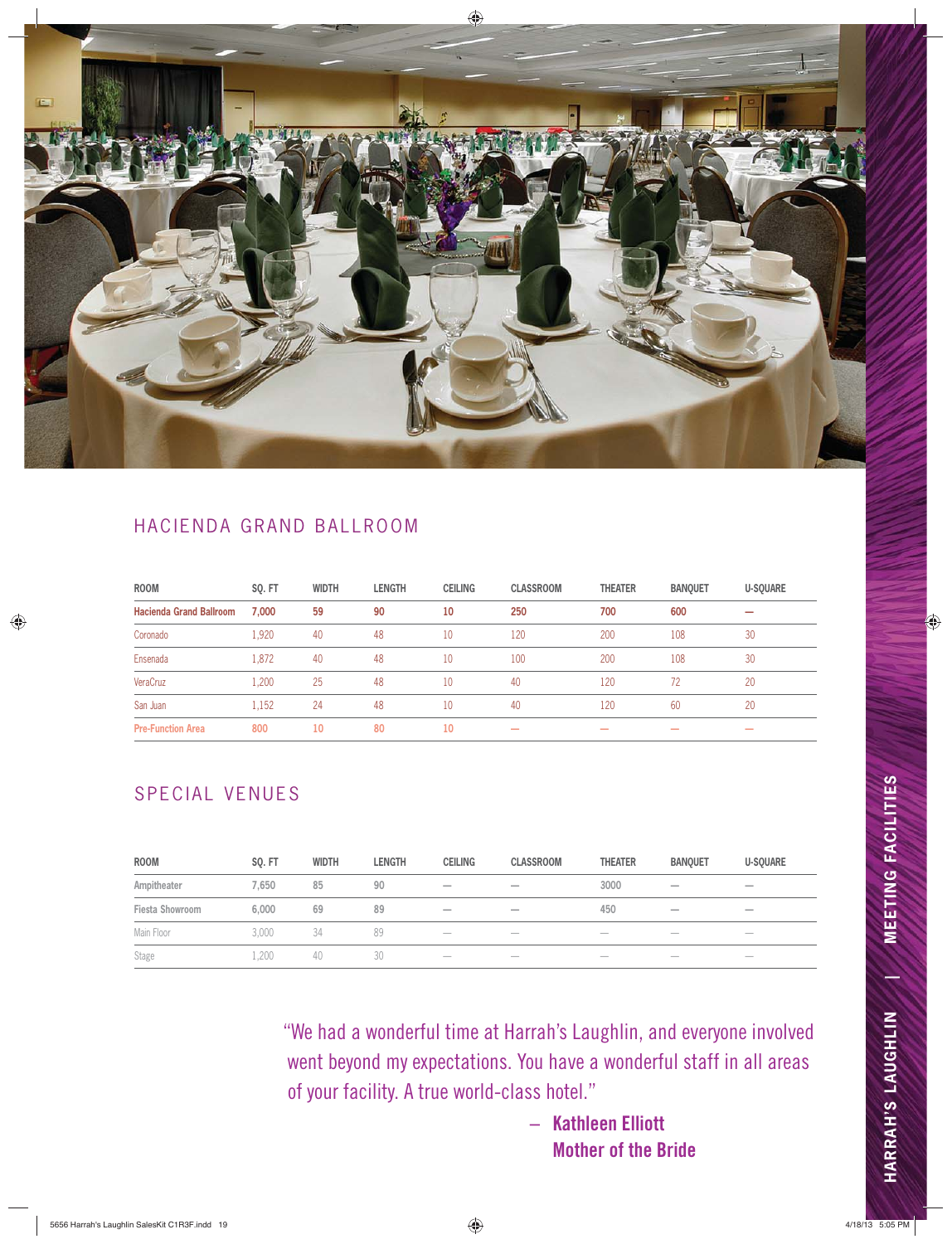## HACIENDA GRAND BALLROOM

| ROOM | SQ. FT | WIDTH | LENGTH | CEILING | CLASSROOM | THEATER | BANQUET | U-SQUARE |
|---|---|---|---|---|---|---|---|---|
| **Hacienda Grand Ballroom** | **7,000** | **59** | **90** | **10** | **250** | **700** | **600** | **—** |
| Coronado | 1,920 | 40 | 48 | 10 | 120 | 200 | 108 | 30 |
| Ensenada | 1,872 | 40 | 48 | 10 | 100 | 200 | 108 | 30 |
| VeraCruz | 1,200 | 25 | 48 | 10 | 40 | 120 | 72 | 20 |
| San Juan | 1,152 | 24 | 48 | 10 | 40 | 120 | 60 | 20 |
| **Pre-Function Area** | **800** | **10** | **80** | **10** | **—** | **—** | **—** | **—** |

## SPECIAL VENUES

| ROOM | SQ. FT | WIDTH | LENGTH | CEILING | CLASSROOM | THEATER | BANQUET | U-SQUARE |
|---|---|---|---|---|---|---|---|---|
| Ampitheater | 7,650 | 85 | 90 | — | — | 3000 | — | — |
| Fiesta Showroom | 6,000 | 69 | 89 | — | — | 450 | — | — |
| Main Floor | 3,000 | 34 | 89 | — | — | — | — | — |
| Stage | 1,200 | 40 | 30 | — | — | — | — | — |

"We had a wonderful time at Harrah's Laughlin, and everyone involved went beyond my expectations. You have a wonderful staff in all areas of your facility. A true world-class hotel."

– **Kathleen Elliott**
**Mother of the Bride**